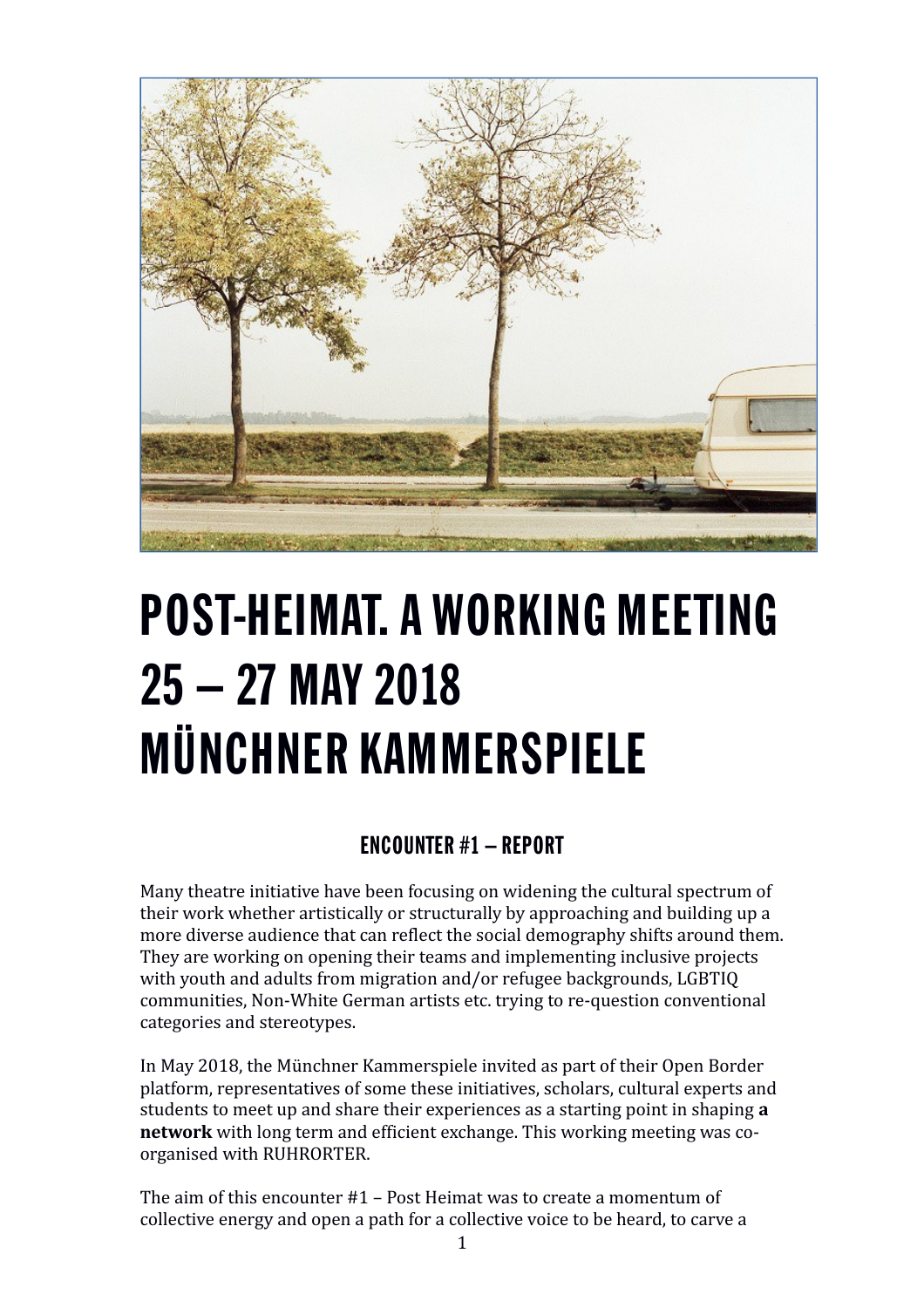# POST-HEIMAT. A WORKING MEETING
# 25 – 27 MAY 2018
# MÜNCHNER KAMMERSPIELE

## ENCOUNTER #1 – REPORT

Many theatre initiative have been focusing on widening the cultural spectrum of their work whether artistically or structurally by approaching and building up a more diverse audience that can reflect the social demography shifts around them. They are working on opening their teams and implementing inclusive projects with youth and adults from migration and/or refugee backgrounds, LGBTIQ communities, Non-White German artists etc. trying to re-question conventional categories and stereotypes.

In May 2018, the Münchner Kammerspiele invited as part of their Open Border platform, representatives of some these initiatives, scholars, cultural experts and students to meet up and share their experiences as a starting point in shaping **a network** with long term and efficient exchange. This working meeting was co-organised with RUHRORTER.

The aim of this encounter #1 – Post Heimat was to create a momentum of collective energy and open a path for a collective voice to be heard, to carve a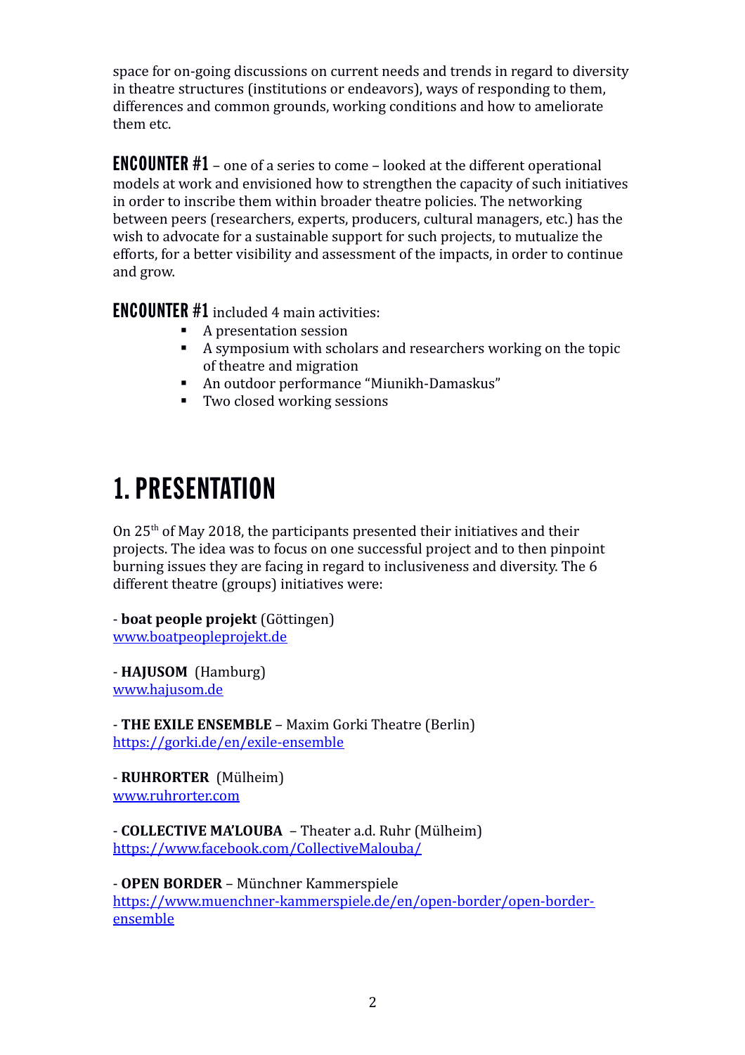space for on-going discussions on current needs and trends in regard to diversity in theatre structures (institutions or endeavors), ways of responding to them, differences and common grounds, working conditions and how to ameliorate them etc.

**ENCOUNTER #1** – one of a series to come – looked at the different operational models at work and envisioned how to strengthen the capacity of such initiatives in order to inscribe them within broader theatre policies. The networking between peers (researchers, experts, producers, cultural managers, etc.) has the wish to advocate for a sustainable support for such projects, to mutualize the efforts, for a better visibility and assessment of the impacts, in order to continue and grow.

**ENCOUNTER #1** included 4 main activities:

- A presentation session
- A symposium with scholars and researchers working on the topic of theatre and migration
- An outdoor performance "Miunikh-Damaskus"
- Two closed working sessions

# 1. PRESENTATION

On 25th of May 2018, the participants presented their initiatives and their projects. The idea was to focus on one successful project and to then pinpoint burning issues they are facing in regard to inclusiveness and diversity. The 6 different theatre (groups) initiatives were:

- **boat people projekt** (Göttingen)
www.boatpeopleprojekt.de

- **HAJUSOM** (Hamburg)
www.hajusom.de

- **THE EXILE ENSEMBLE** – Maxim Gorki Theatre (Berlin)
https://gorki.de/en/exile-ensemble

- **RUHRORTER** (Mülheim)
www.ruhrorter.com

- **COLLECTIVE MA'LOUBA** – Theater a.d. Ruhr (Mülheim)
https://www.facebook.com/CollectiveMalouba/

- **OPEN BORDER** – Münchner Kammerspiele
https://www.muenchner-kammerspiele.de/en/open-border/open-border-ensemble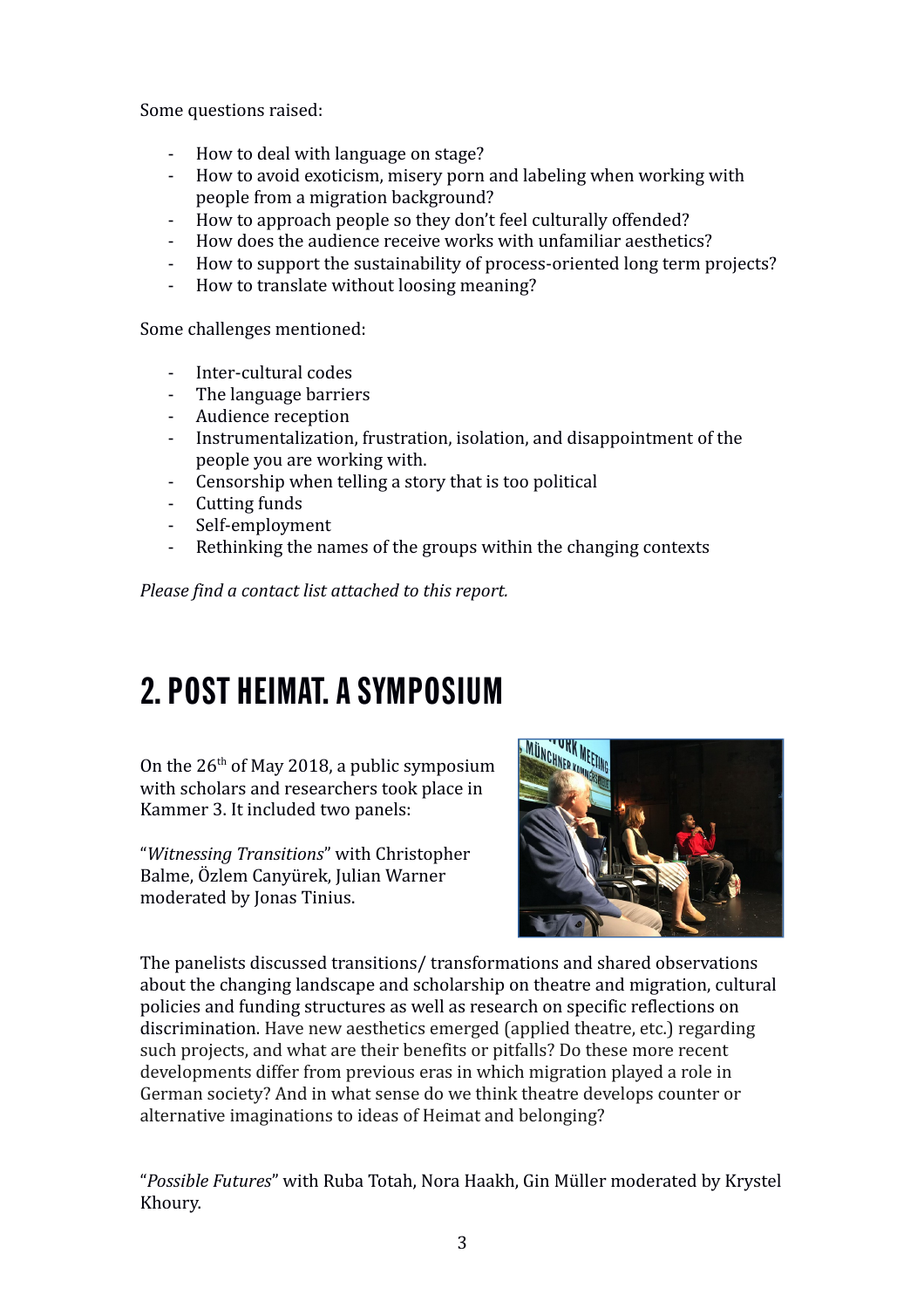Some questions raised:

- How to deal with language on stage?
- How to avoid exoticism, misery porn and labeling when working with people from a migration background?
- How to approach people so they don't feel culturally offended?
- How does the audience receive works with unfamiliar aesthetics?
- How to support the sustainability of process-oriented long term projects?
- How to translate without loosing meaning?

Some challenges mentioned:

- Inter-cultural codes
- The language barriers
- Audience reception
- Instrumentalization, frustration, isolation, and disappointment of the people you are working with.
- Censorship when telling a story that is too political
- Cutting funds
- Self-employment
- Rethinking the names of the groups within the changing contexts

*Please find a contact list attached to this report.*

## 2. POST HEIMAT. A SYMPOSIUM

On the 26th of May 2018, a public symposium with scholars and researchers took place in Kammer 3. It included two panels:

"*Witnessing Transitions*" with Christopher Balme, Özlem Canyürek, Julian Warner moderated by Jonas Tinius.

The panelists discussed transitions/ transformations and shared observations about the changing landscape and scholarship on theatre and migration, cultural policies and funding structures as well as research on specific reflections on discrimination. Have new aesthetics emerged (applied theatre, etc.) regarding such projects, and what are their benefits or pitfalls? Do these more recent developments differ from previous eras in which migration played a role in German society? And in what sense do we think theatre develops counter or alternative imaginations to ideas of Heimat and belonging?

"*Possible Futures*" with Ruba Totah, Nora Haakh, Gin Müller moderated by Krystel Khoury.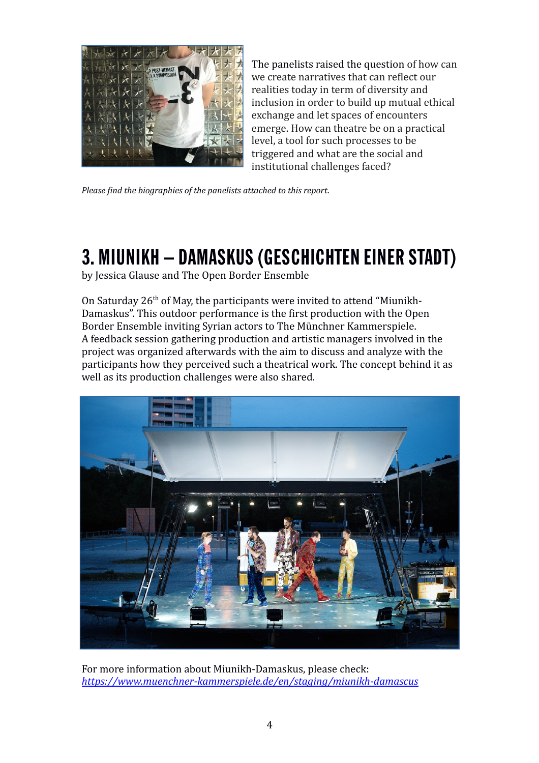The panelists raised the question of how can we create narratives that can reflect our realities today in term of diversity and inclusion in order to build up mutual ethical exchange and let spaces of encounters emerge. How can theatre be on a practical level, a tool for such processes to be triggered and what are the social and institutional challenges faced?

*Please find the biographies of the panelists attached to this report.*

# 3. MIUNIKH – DAMASKUS (GESCHICHTEN EINER STADT)

by Jessica Glause and The Open Border Ensemble

On Saturday 26th of May, the participants were invited to attend "Miunikh-Damaskus". This outdoor performance is the first production with the Open Border Ensemble inviting Syrian actors to The Münchner Kammerspiele. A feedback session gathering production and artistic managers involved in the project was organized afterwards with the aim to discuss and analyze with the participants how they perceived such a theatrical work. The concept behind it as well as its production challenges were also shared.

For more information about Miunikh-Damaskus, please check: *https://www.muenchner-kammerspiele.de/en/staging/miunikh-damascus*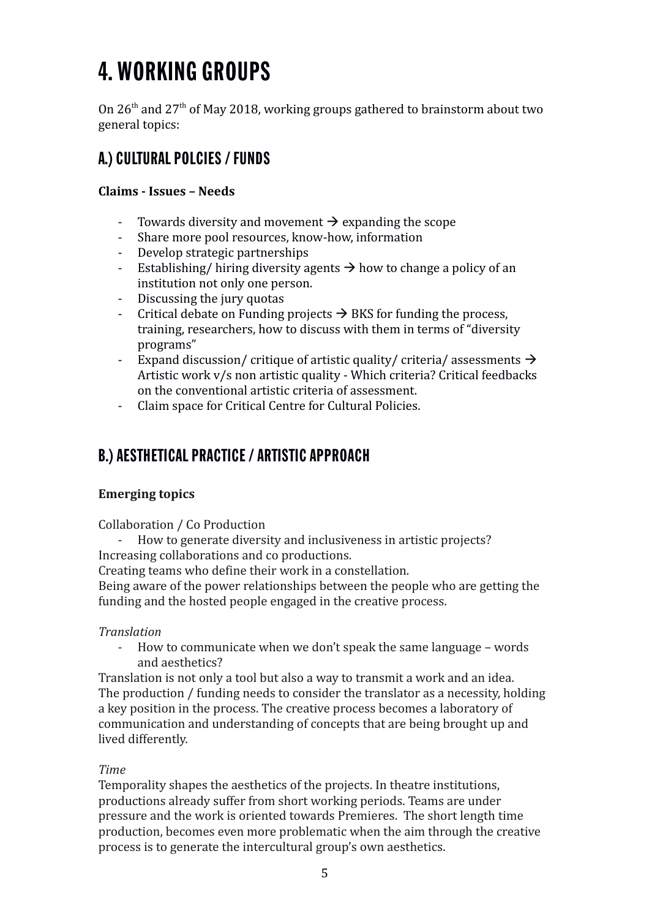# 4. WORKING GROUPS

On 26th and 27th of May 2018, working groups gathered to brainstorm about two general topics:

## A.) CULTURAL POLCIES / FUNDS

**Claims - Issues – Needs**

- Towards diversity and movement → expanding the scope
- Share more pool resources, know-how, information
- Develop strategic partnerships
- Establishing/ hiring diversity agents → how to change a policy of an institution not only one person.
- Discussing the jury quotas
- Critical debate on Funding projects → BKS for funding the process, training, researchers, how to discuss with them in terms of "diversity programs"
- Expand discussion/ critique of artistic quality/ criteria/ assessments → Artistic work v/s non artistic quality - Which criteria? Critical feedbacks on the conventional artistic criteria of assessment.
- Claim space for Critical Centre for Cultural Policies.

## B.) AESTHETICAL PRACTICE / ARTISTIC APPROACH

**Emerging topics**

Collaboration / Co Production

- How to generate diversity and inclusiveness in artistic projects?

Increasing collaborations and co productions.
Creating teams who define their work in a constellation.
Being aware of the power relationships between the people who are getting the funding and the hosted people engaged in the creative process.

*Translation*

- How to communicate when we don't speak the same language – words and aesthetics?

Translation is not only a tool but also a way to transmit a work and an idea. The production / funding needs to consider the translator as a necessity, holding a key position in the process. The creative process becomes a laboratory of communication and understanding of concepts that are being brought up and lived differently.

*Time*

Temporality shapes the aesthetics of the projects. In theatre institutions, productions already suffer from short working periods. Teams are under pressure and the work is oriented towards Premieres. The short length time production, becomes even more problematic when the aim through the creative process is to generate the intercultural group's own aesthetics.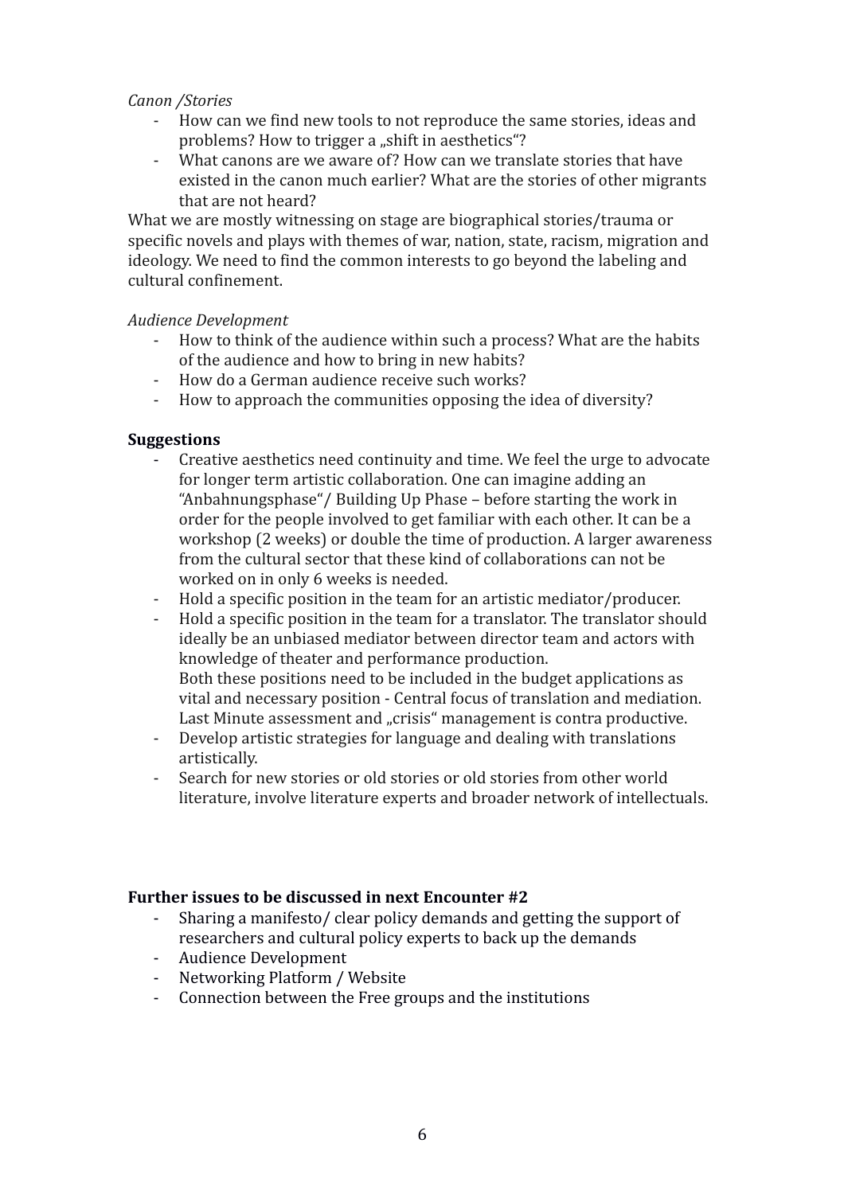*Canon /Stories*

- How can we find new tools to not reproduce the same stories, ideas and problems? How to trigger a „shift in aesthetics"?
- What canons are we aware of? How can we translate stories that have existed in the canon much earlier? What are the stories of other migrants that are not heard?

What we are mostly witnessing on stage are biographical stories/trauma or specific novels and plays with themes of war, nation, state, racism, migration and ideology. We need to find the common interests to go beyond the labeling and cultural confinement.

*Audience Development*

- How to think of the audience within such a process? What are the habits of the audience and how to bring in new habits?
- How do a German audience receive such works?
- How to approach the communities opposing the idea of diversity?

**Suggestions**

- Creative aesthetics need continuity and time. We feel the urge to advocate for longer term artistic collaboration. One can imagine adding an "Anbahnungsphase"/ Building Up Phase – before starting the work in order for the people involved to get familiar with each other. It can be a workshop (2 weeks) or double the time of production. A larger awareness from the cultural sector that these kind of collaborations can not be worked on in only 6 weeks is needed.
- Hold a specific position in the team for an artistic mediator/producer.
- Hold a specific position in the team for a translator. The translator should ideally be an unbiased mediator between director team and actors with knowledge of theater and performance production.
  Both these positions need to be included in the budget applications as vital and necessary position - Central focus of translation and mediation. Last Minute assessment and „crisis" management is contra productive.
- Develop artistic strategies for language and dealing with translations artistically.
- Search for new stories or old stories or old stories from other world literature, involve literature experts and broader network of intellectuals.

**Further issues to be discussed in next Encounter #2**

- Sharing a manifesto/ clear policy demands and getting the support of researchers and cultural policy experts to back up the demands
- Audience Development
- Networking Platform / Website
- Connection between the Free groups and the institutions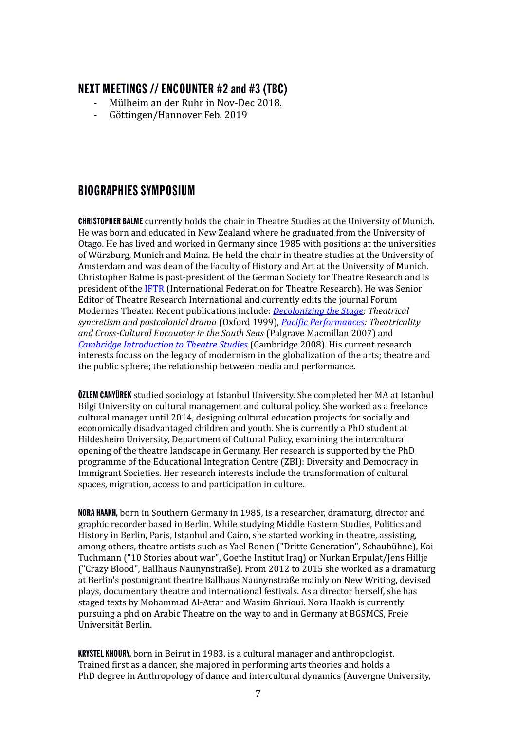## NEXT MEETINGS // ENCOUNTER #2 and #3 (TBC)

- Mülheim an der Ruhr in Nov-Dec 2018.
- Göttingen/Hannover Feb. 2019

## BIOGRAPHIES SYMPOSIUM

**CHRISTOPHER BALME** currently holds the chair in Theatre Studies at the University of Munich. He was born and educated in New Zealand where he graduated from the University of Otago. He has lived and worked in Germany since 1985 with positions at the universities of Würzburg, Munich and Mainz. He held the chair in theatre studies at the University of Amsterdam and was dean of the Faculty of History and Art at the University of Munich. Christopher Balme is past-president of the German Society for Theatre Research and is president of the IFTR (International Federation for Theatre Research). He was Senior Editor of Theatre Research International and currently edits the journal Forum Modernes Theater. Recent publications include: *Decolonizing the Stage: Theatrical syncretism and postcolonial drama* (Oxford 1999), *Pacific Performances: Theatricality and Cross-Cultural Encounter in the South Seas* (Palgrave Macmillan 2007) and *Cambridge Introduction to Theatre Studies* (Cambridge 2008). His current research interests focuss on the legacy of modernism in the globalization of the arts; theatre and the public sphere; the relationship between media and performance.

**ÖZLEM CANYÜREK** studied sociology at Istanbul University. She completed her MA at Istanbul Bilgi University on cultural management and cultural policy. She worked as a freelance cultural manager until 2014, designing cultural education projects for socially and economically disadvantaged children and youth. She is currently a PhD student at Hildesheim University, Department of Cultural Policy, examining the intercultural opening of the theatre landscape in Germany. Her research is supported by the PhD programme of the Educational Integration Centre (ZBI): Diversity and Democracy in Immigrant Societies. Her research interests include the transformation of cultural spaces, migration, access to and participation in culture.

**NORA HAAKH,** born in Southern Germany in 1985, is a researcher, dramaturg, director and graphic recorder based in Berlin. While studying Middle Eastern Studies, Politics and History in Berlin, Paris, Istanbul and Cairo, she started working in theatre, assisting, among others, theatre artists such as Yael Ronen ("Dritte Generation", Schaubühne), Kai Tuchmann ("10 Stories about war", Goethe Institut Iraq) or Nurkan Erpulat/Jens Hillje ("Crazy Blood", Ballhaus Naunynstraße). From 2012 to 2015 she worked as a dramaturg at Berlin's postmigrant theatre Ballhaus Naunynstraße mainly on New Writing, devised plays, documentary theatre and international festivals. As a director herself, she has staged texts by Mohammad Al-Attar and Wasim Ghrioui. Nora Haakh is currently pursuing a phd on Arabic Theatre on the way to and in Germany at BGSMCS, Freie Universität Berlin.

**KRYSTEL KHOURY,** born in Beirut in 1983, is a cultural manager and anthropologist. Trained first as a dancer, she majored in performing arts theories and holds a PhD degree in Anthropology of dance and intercultural dynamics (Auvergne University,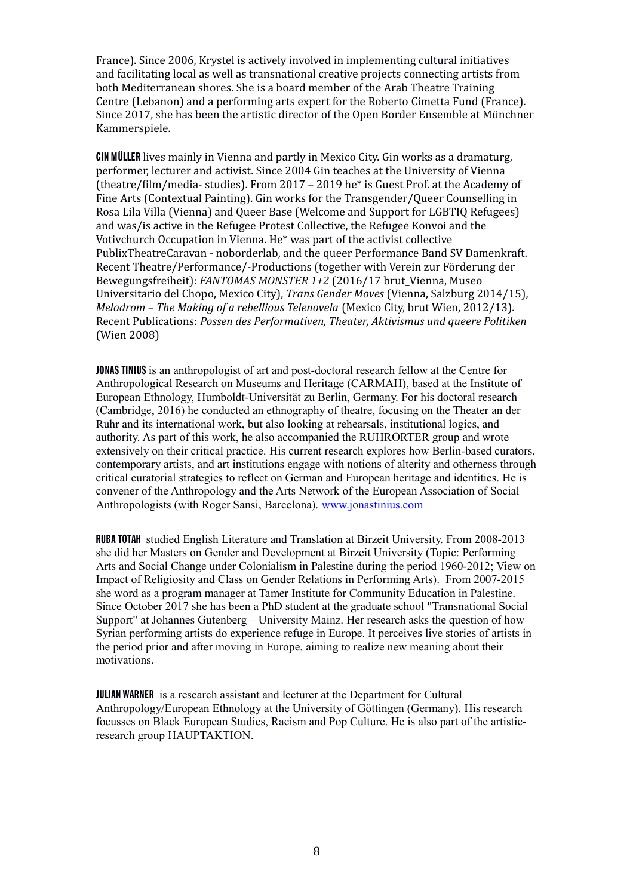France). Since 2006, Krystel is actively involved in implementing cultural initiatives and facilitating local as well as transnational creative projects connecting artists from both Mediterranean shores. She is a board member of the Arab Theatre Training Centre (Lebanon) and a performing arts expert for the Roberto Cimetta Fund (France). Since 2017, she has been the artistic director of the Open Border Ensemble at Münchner Kammerspiele.

**GIN MÜLLER** lives mainly in Vienna and partly in Mexico City. Gin works as a dramaturg, performer, lecturer and activist. Since 2004 Gin teaches at the University of Vienna (theatre/film/media- studies). From 2017 – 2019 he* is Guest Prof. at the Academy of Fine Arts (Contextual Painting). Gin works for the Transgender/Queer Counselling in Rosa Lila Villa (Vienna) and Queer Base (Welcome and Support for LGBTIQ Refugees) and was/is active in the Refugee Protest Collective, the Refugee Konvoi and the Votivchurch Occupation in Vienna. He* was part of the activist collective PublixTheatreCaravan - noborderlab, and the queer Performance Band SV Damenkraft. Recent Theatre/Performance/-Productions (together with Verein zur Förderung der Bewegungsfreiheit): *FANTOMAS MONSTER 1+2* (2016/17 brut_Vienna, Museo Universitario del Chopo, Mexico City), *Trans Gender Moves* (Vienna, Salzburg 2014/15), *Melodrom – The Making of a rebellious Telenovela* (Mexico City, brut Wien, 2012/13). Recent Publications: *Possen des Performativen, Theater, Aktivismus und queere Politiken* (Wien 2008)

**JONAS TINIUS** is an anthropologist of art and post-doctoral research fellow at the Centre for Anthropological Research on Museums and Heritage (CARMAH), based at the Institute of European Ethnology, Humboldt-Universität zu Berlin, Germany. For his doctoral research (Cambridge, 2016) he conducted an ethnography of theatre, focusing on the Theater an der Ruhr and its international work, but also looking at rehearsals, institutional logics, and authority. As part of this work, he also accompanied the RUHRORTER group and wrote extensively on their critical practice. His current research explores how Berlin-based curators, contemporary artists, and art institutions engage with notions of alterity and otherness through critical curatorial strategies to reflect on German and European heritage and identities. He is convener of the Anthropology and the Arts Network of the European Association of Social Anthropologists (with Roger Sansi, Barcelona). www.jonastinius.com

**RUBA TOTAH** studied English Literature and Translation at Birzeit University. From 2008-2013 she did her Masters on Gender and Development at Birzeit University (Topic: Performing Arts and Social Change under Colonialism in Palestine during the period 1960-2012; View on Impact of Religiosity and Class on Gender Relations in Performing Arts). From 2007-2015 she word as a program manager at Tamer Institute for Community Education in Palestine. Since October 2017 she has been a PhD student at the graduate school "Transnational Social Support" at Johannes Gutenberg – University Mainz. Her research asks the question of how Syrian performing artists do experience refuge in Europe. It perceives live stories of artists in the period prior and after moving in Europe, aiming to realize new meaning about their motivations.

**JULIAN WARNER** is a research assistant and lecturer at the Department for Cultural Anthropology/European Ethnology at the University of Göttingen (Germany). His research focusses on Black European Studies, Racism and Pop Culture. He is also part of the artistic-research group HAUPTAKTION.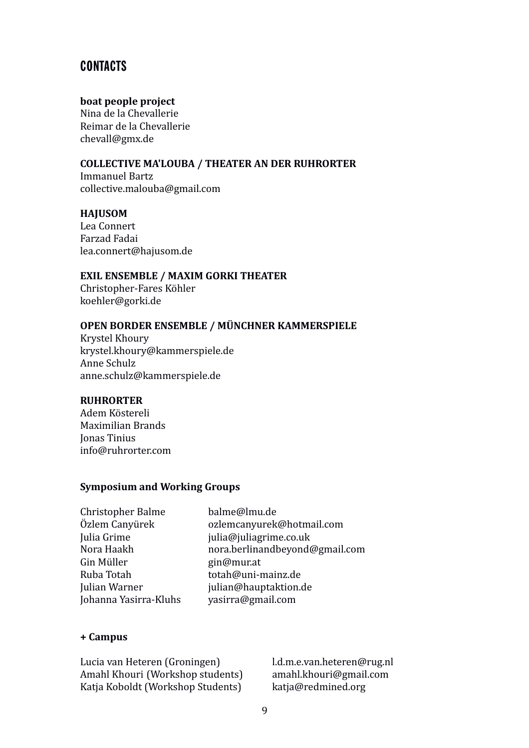# CONTACTS

**boat people project**
Nina de la Chevallerie
Reimar de la Chevallerie
chevall@gmx.de

**COLLECTIVE MA'LOUBA / THEATER AN DER RUHRORTER**
Immanuel Bartz
collective.malouba@gmail.com

**HAJUSOM**
Lea Connert
Farzad Fadai
lea.connert@hajusom.de

**EXIL ENSEMBLE / MAXIM GORKI THEATER**
Christopher-Fares Köhler
koehler@gorki.de

**OPEN BORDER ENSEMBLE / MÜNCHNER KAMMERSPIELE**
Krystel Khoury
krystel.khoury@kammerspiele.de
Anne Schulz
anne.schulz@kammerspiele.de

**RUHRORTER**
Adem Köstereli
Maximilian Brands
Jonas Tinius
info@ruhrorter.com

**Symposium and Working Groups**

| | |
|---|---|
| Christopher Balme | balme@lmu.de |
| Özlem Canyürek | ozlemcanyurek@hotmail.com |
| Julia Grime | julia@juliagrime.co.uk |
| Nora Haakh | nora.berlinandbeyond@gmail.com |
| Gin Müller | gin@mur.at |
| Ruba Totah | totah@uni-mainz.de |
| Julian Warner | julian@hauptaktion.de |
| Johanna Yasirra-Kluhs | yasirra@gmail.com |

**+ Campus**

| | |
|---|---|
| Lucia van Heteren (Groningen) | l.d.m.e.van.heteren@rug.nl |
| Amahl Khouri (Workshop students) | amahl.khouri@gmail.com |
| Katja Koboldt (Workshop Students) | katja@redmined.org |